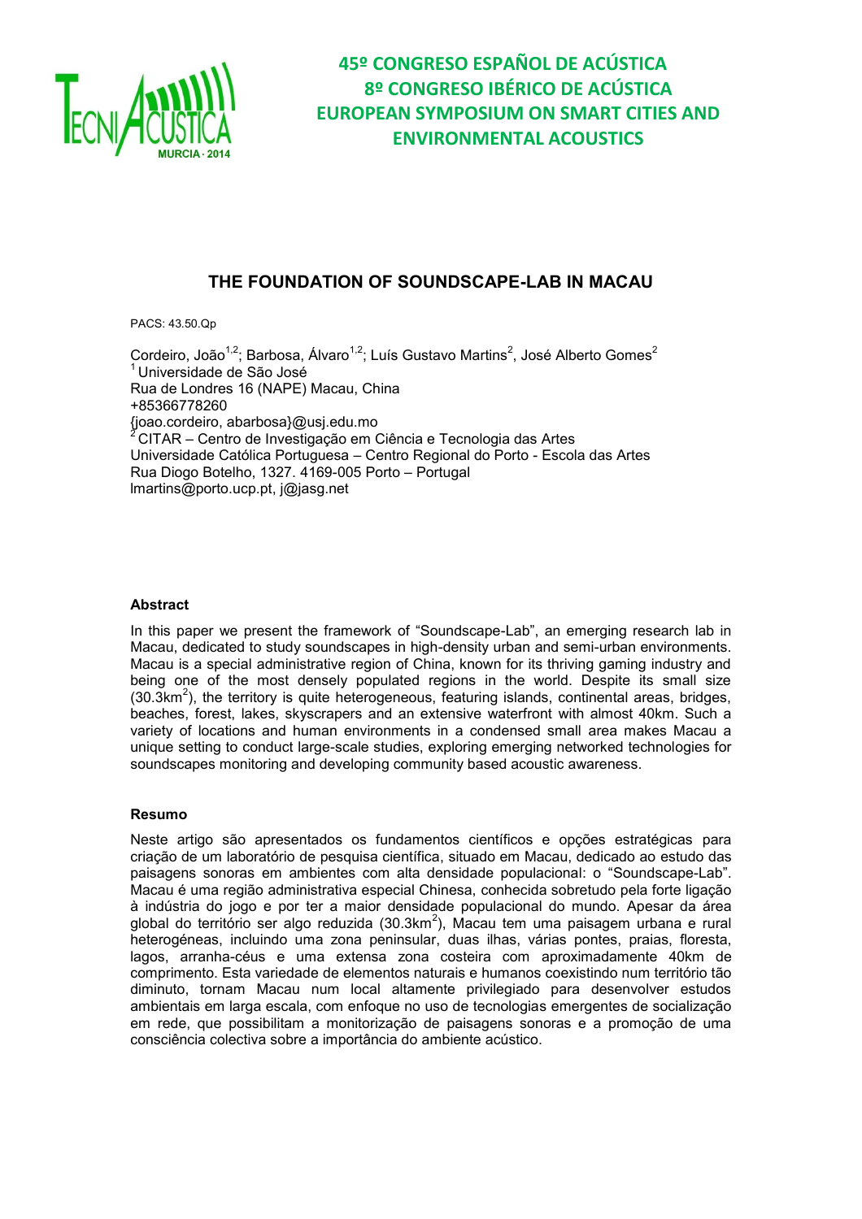# 45º CONGRESO ESPAÑOL DE ACÚSTICA
# 8º CONGRESO IBÉRICO DE ACÚSTICA
# EUROPEAN SYMPOSIUM ON SMART CITIES AND ENVIRONMENTAL ACOUSTICS

## THE FOUNDATION OF SOUNDSCAPE-LAB IN MACAU

PACS: 43.50.Qp

Cordeiro, João[1,2]; Barbosa, Álvaro[1,2]; Luís Gustavo Martins[2], José Alberto Gomes[2]
[1] Universidade de São José
Rua de Londres 16 (NAPE) Macau, China
+85366778260
{joao.cordeiro, abarbosa}@usj.edu.mo
[2] CITAR – Centro de Investigação em Ciência e Tecnologia das Artes
Universidade Católica Portuguesa – Centro Regional do Porto - Escola das Artes
Rua Diogo Botelho, 1327. 4169-005 Porto – Portugal
lmartins@porto.ucp.pt, j@jasg.net

### Abstract

In this paper we present the framework of "Soundscape-Lab", an emerging research lab in Macau, dedicated to study soundscapes in high-density urban and semi-urban environments. Macau is a special administrative region of China, known for its thriving gaming industry and being one of the most densely populated regions in the world. Despite its small size (30.3km$^2$), the territory is quite heterogeneous, featuring islands, continental areas, bridges, beaches, forest, lakes, skyscrapers and an extensive waterfront with almost 40km. Such a variety of locations and human environments in a condensed small area makes Macau a unique setting to conduct large-scale studies, exploring emerging networked technologies for soundscapes monitoring and developing community based acoustic awareness.

### Resumo

Neste artigo são apresentados os fundamentos científicos e opções estratégicas para criação de um laboratório de pesquisa científica, situado em Macau, dedicado ao estudo das paisagens sonoras em ambientes com alta densidade populacional: o "Soundscape-Lab". Macau é uma região administrativa especial Chinesa, conhecida sobretudo pela forte ligação à indústria do jogo e por ter a maior densidade populacional do mundo. Apesar da área global do território ser algo reduzida (30.3km$^2$), Macau tem uma paisagem urbana e rural heterogéneas, incluindo uma zona peninsular, duas ilhas, várias pontes, praias, floresta, lagos, arranha-céus e uma extensa zona costeira com aproximadamente 40km de comprimento. Esta variedade de elementos naturais e humanos coexistindo num território tão diminuto, tornam Macau num local altamente privilegiado para desenvolver estudos ambientais em larga escala, com enfoque no uso de tecnologias emergentes de socialização em rede, que possibilitam a monitorização de paisagens sonoras e a promoção de uma consciência colectiva sobre a importância do ambiente acústico.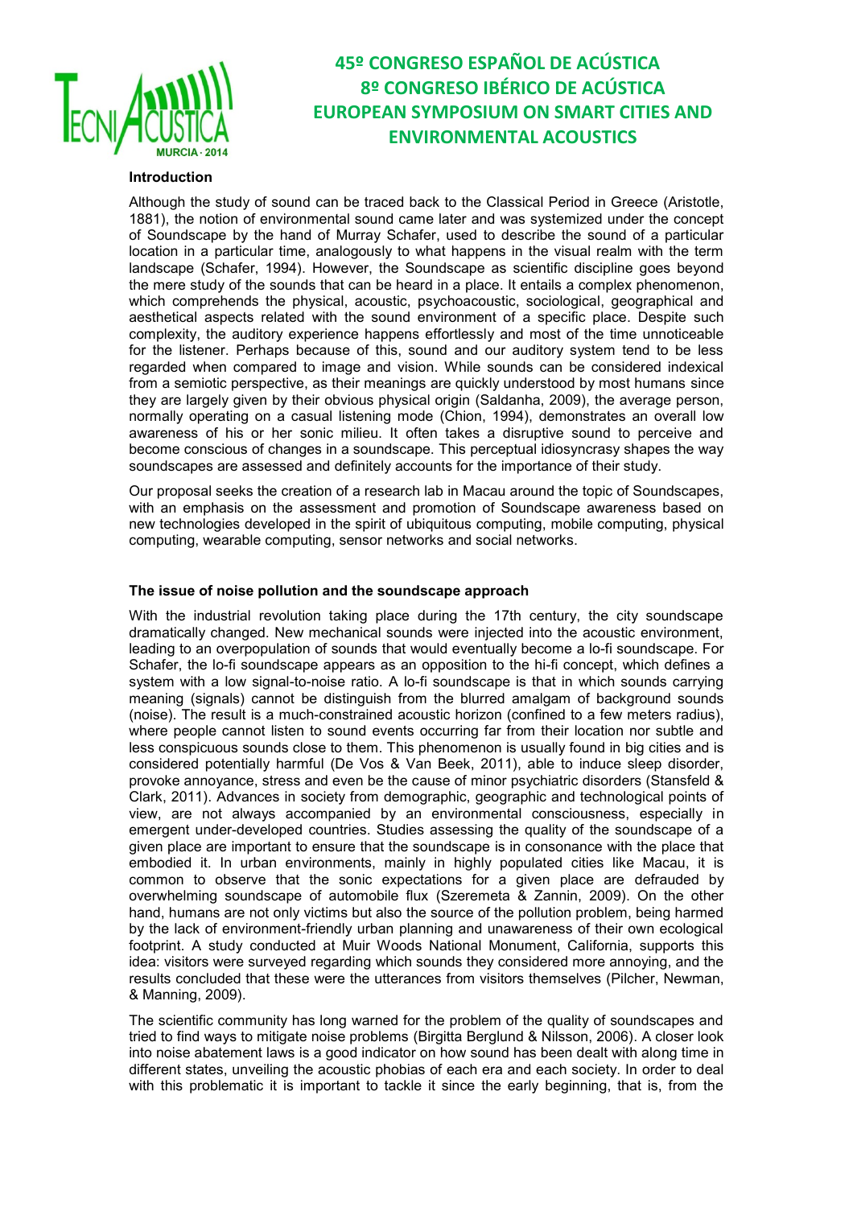### Introduction

Although the study of sound can be traced back to the Classical Period in Greece (Aristotle, 1881), the notion of environmental sound came later and was systemized under the concept of Soundscape by the hand of Murray Schafer, used to describe the sound of a particular location in a particular time, analogously to what happens in the visual realm with the term landscape (Schafer, 1994). However, the Soundscape as scientific discipline goes beyond the mere study of the sounds that can be heard in a place. It entails a complex phenomenon, which comprehends the physical, acoustic, psychoacoustic, sociological, geographical and aesthetical aspects related with the sound environment of a specific place. Despite such complexity, the auditory experience happens effortlessly and most of the time unnoticeable for the listener. Perhaps because of this, sound and our auditory system tend to be less regarded when compared to image and vision. While sounds can be considered indexical from a semiotic perspective, as their meanings are quickly understood by most humans since they are largely given by their obvious physical origin (Saldanha, 2009), the average person, normally operating on a casual listening mode (Chion, 1994), demonstrates an overall low awareness of his or her sonic milieu. It often takes a disruptive sound to perceive and become conscious of changes in a soundscape. This perceptual idiosyncrasy shapes the way soundscapes are assessed and definitely accounts for the importance of their study.

Our proposal seeks the creation of a research lab in Macau around the topic of Soundscapes, with an emphasis on the assessment and promotion of Soundscape awareness based on new technologies developed in the spirit of ubiquitous computing, mobile computing, physical computing, wearable computing, sensor networks and social networks.

### The issue of noise pollution and the soundscape approach

With the industrial revolution taking place during the 17th century, the city soundscape dramatically changed. New mechanical sounds were injected into the acoustic environment, leading to an overpopulation of sounds that would eventually become a lo-fi soundscape. For Schafer, the lo-fi soundscape appears as an opposition to the hi-fi concept, which defines a system with a low signal-to-noise ratio. A lo-fi soundscape is that in which sounds carrying meaning (signals) cannot be distinguish from the blurred amalgam of background sounds (noise). The result is a much-constrained acoustic horizon (confined to a few meters radius), where people cannot listen to sound events occurring far from their location nor subtle and less conspicuous sounds close to them. This phenomenon is usually found in big cities and is considered potentially harmful (De Vos & Van Beek, 2011), able to induce sleep disorder, provoke annoyance, stress and even be the cause of minor psychiatric disorders (Stansfeld & Clark, 2011). Advances in society from demographic, geographic and technological points of view, are not always accompanied by an environmental consciousness, especially in emergent under-developed countries. Studies assessing the quality of the soundscape of a given place are important to ensure that the soundscape is in consonance with the place that embodied it. In urban environments, mainly in highly populated cities like Macau, it is common to observe that the sonic expectations for a given place are defrauded by overwhelming soundscape of automobile flux (Szeremeta & Zannin, 2009). On the other hand, humans are not only victims but also the source of the pollution problem, being harmed by the lack of environment-friendly urban planning and unawareness of their own ecological footprint. A study conducted at Muir Woods National Monument, California, supports this idea: visitors were surveyed regarding which sounds they considered more annoying, and the results concluded that these were the utterances from visitors themselves (Pilcher, Newman, & Manning, 2009).

The scientific community has long warned for the problem of the quality of soundscapes and tried to find ways to mitigate noise problems (Birgitta Berglund & Nilsson, 2006). A closer look into noise abatement laws is a good indicator on how sound has been dealt with along time in different states, unveiling the acoustic phobias of each era and each society. In order to deal with this problematic it is important to tackle it since the early beginning, that is, from the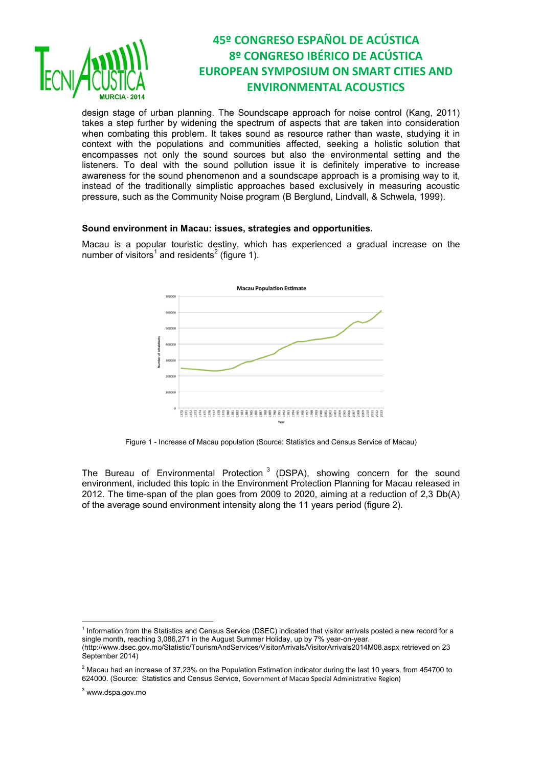design stage of urban planning. The Soundscape approach for noise control (Kang, 2011) takes a step further by widening the spectrum of aspects that are taken into consideration when combating this problem. It takes sound as resource rather than waste, studying it in context with the populations and communities affected, seeking a holistic solution that encompasses not only the sound sources but also the environmental setting and the listeners. To deal with the sound pollution issue it is definitely imperative to increase awareness for the sound phenomenon and a soundscape approach is a promising way to it, instead of the traditionally simplistic approaches based exclusively in measuring acoustic pressure, such as the Community Noise program (B Berglund, Lindvall, & Schwela, 1999).

**Sound environment in Macau: issues, strategies and opportunities.**

Macau is a popular touristic destiny, which has experienced a gradual increase on the number of visitors[1] and residents[2] (figure 1).

Figure 1 - Increase of Macau population (Source: Statistics and Census Service of Macau)

The Bureau of Environmental Protection [3] (DSPA), showing concern for the sound environment, included this topic in the Environment Protection Planning for Macau released in 2012. The time-span of the plan goes from 2009 to 2020, aiming at a reduction of 2,3 Db(A) of the average sound environment intensity along the 11 years period (figure 2).

---

[1] Information from the Statistics and Census Service (DSEC) indicated that visitor arrivals posted a new record for a single month, reaching 3,086,271 in the August Summer Holiday, up by 7% year-on-year. (http://www.dsec.gov.mo/Statistic/TourismAndServices/VisitorArrivals/VisitorArrivals2014M08.aspx retrieved on 23 September 2014)

[2] Macau had an increase of 37,23% on the Population Estimation indicator during the last 10 years, from 454700 to 624000. (Source: Statistics and Census Service, Government of Macao Special Administrative Region)

[3] www.dspa.gov.mo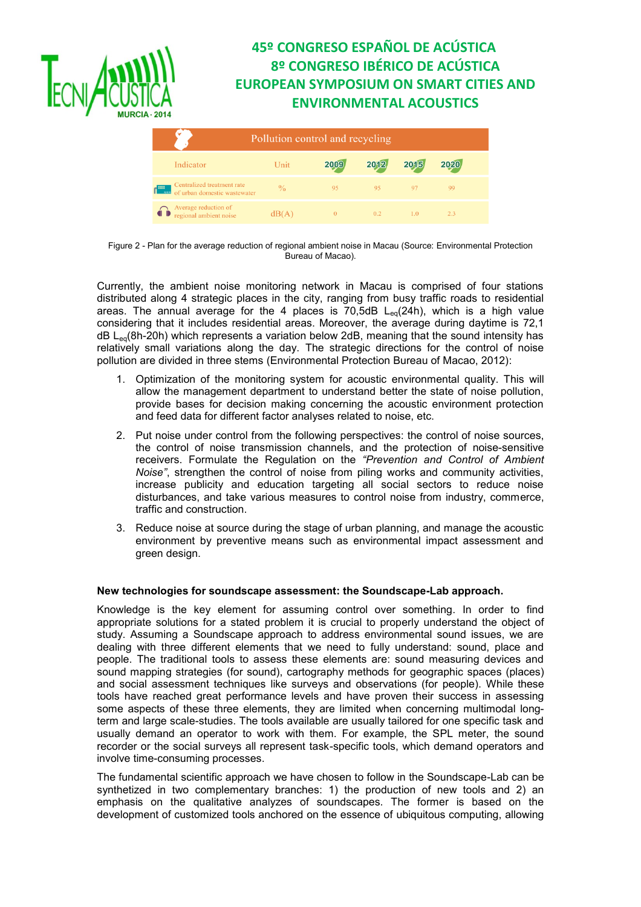| Pollution control and recycling | | | | | |
|---|---|---|---|---|---|
| Indicator | Unit | 2009 | 2012 | 2015 | 2020 |
| Centralized treatment rate of urban domestic wastewater | % | 95 | 95 | 97 | 99 |
| Average reduction of regional ambient noise | dB(A) | 0 | 0.2 | 1.0 | 2.3 |

Figure 2 - Plan for the average reduction of regional ambient noise in Macau (Source: Environmental Protection Bureau of Macao).

Currently, the ambient noise monitoring network in Macau is comprised of four stations distributed along 4 strategic places in the city, ranging from busy traffic roads to residential areas. The annual average for the 4 places is 70,5dB $L_{eq}$(24h), which is a high value considering that it includes residential areas. Moreover, the average during daytime is 72,1 dB $L_{eq}$(8h-20h) which represents a variation below 2dB, meaning that the sound intensity has relatively small variations along the day. The strategic directions for the control of noise pollution are divided in three stems (Environmental Protection Bureau of Macao, 2012):

1. Optimization of the monitoring system for acoustic environmental quality. This will allow the management department to understand better the state of noise pollution, provide bases for decision making concerning the acoustic environment protection and feed data for different factor analyses related to noise, etc.
2. Put noise under control from the following perspectives: the control of noise sources, the control of noise transmission channels, and the protection of noise-sensitive receivers. Formulate the Regulation on the *"Prevention and Control of Ambient Noise"*, strengthen the control of noise from piling works and community activities, increase publicity and education targeting all social sectors to reduce noise disturbances, and take various measures to control noise from industry, commerce, traffic and construction.
3. Reduce noise at source during the stage of urban planning, and manage the acoustic environment by preventive means such as environmental impact assessment and green design.

**New technologies for soundscape assessment: the Soundscape-Lab approach.**

Knowledge is the key element for assuming control over something. In order to find appropriate solutions for a stated problem it is crucial to properly understand the object of study. Assuming a Soundscape approach to address environmental sound issues, we are dealing with three different elements that we need to fully understand: sound, place and people. The traditional tools to assess these elements are: sound measuring devices and sound mapping strategies (for sound), cartography methods for geographic spaces (places) and social assessment techniques like surveys and observations (for people). While these tools have reached great performance levels and have proven their success in assessing some aspects of these three elements, they are limited when concerning multimodal long-term and large scale-studies. The tools available are usually tailored for one specific task and usually demand an operator to work with them. For example, the SPL meter, the sound recorder or the social surveys all represent task-specific tools, which demand operators and involve time-consuming processes.

The fundamental scientific approach we have chosen to follow in the Soundscape-Lab can be synthetized in two complementary branches: 1) the production of new tools and 2) an emphasis on the qualitative analyzes of soundscapes. The former is based on the development of customized tools anchored on the essence of ubiquitous computing, allowing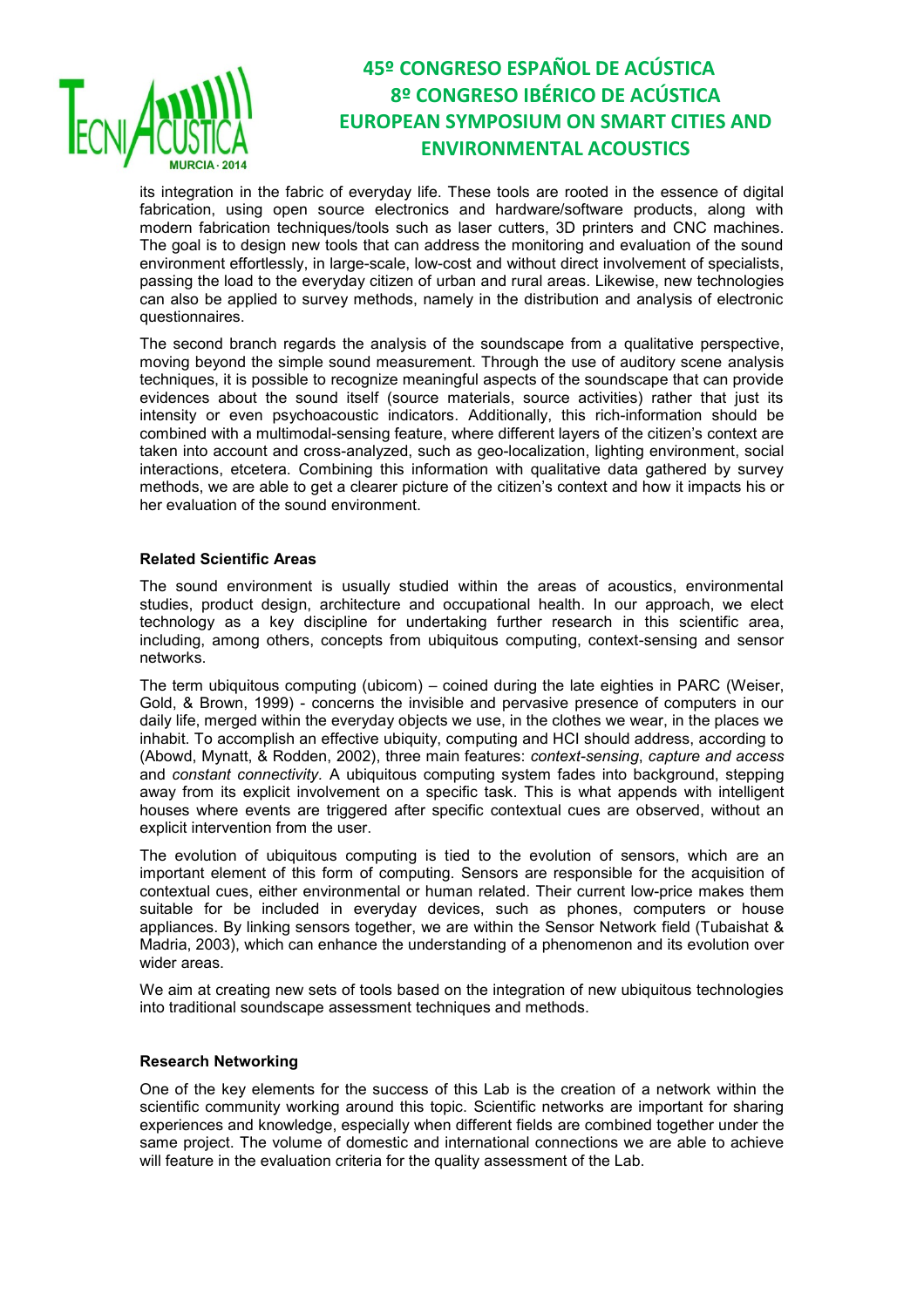its integration in the fabric of everyday life. These tools are rooted in the essence of digital fabrication, using open source electronics and hardware/software products, along with modern fabrication techniques/tools such as laser cutters, 3D printers and CNC machines. The goal is to design new tools that can address the monitoring and evaluation of the sound environment effortlessly, in large-scale, low-cost and without direct involvement of specialists, passing the load to the everyday citizen of urban and rural areas. Likewise, new technologies can also be applied to survey methods, namely in the distribution and analysis of electronic questionnaires.

The second branch regards the analysis of the soundscape from a qualitative perspective, moving beyond the simple sound measurement. Through the use of auditory scene analysis techniques, it is possible to recognize meaningful aspects of the soundscape that can provide evidences about the sound itself (source materials, source activities) rather that just its intensity or even psychoacoustic indicators. Additionally, this rich-information should be combined with a multimodal-sensing feature, where different layers of the citizen's context are taken into account and cross-analyzed, such as geo-localization, lighting environment, social interactions, etcetera. Combining this information with qualitative data gathered by survey methods, we are able to get a clearer picture of the citizen's context and how it impacts his or her evaluation of the sound environment.

**Related Scientific Areas**

The sound environment is usually studied within the areas of acoustics, environmental studies, product design, architecture and occupational health. In our approach, we elect technology as a key discipline for undertaking further research in this scientific area, including, among others, concepts from ubiquitous computing, context-sensing and sensor networks.

The term ubiquitous computing (ubicom) – coined during the late eighties in PARC (Weiser, Gold, & Brown, 1999) - concerns the invisible and pervasive presence of computers in our daily life, merged within the everyday objects we use, in the clothes we wear, in the places we inhabit. To accomplish an effective ubiquity, computing and HCI should address, according to (Abowd, Mynatt, & Rodden, 2002), three main features: *context-sensing*, *capture and access* and *constant connectivity*. A ubiquitous computing system fades into background, stepping away from its explicit involvement on a specific task. This is what appends with intelligent houses where events are triggered after specific contextual cues are observed, without an explicit intervention from the user.

The evolution of ubiquitous computing is tied to the evolution of sensors, which are an important element of this form of computing. Sensors are responsible for the acquisition of contextual cues, either environmental or human related. Their current low-price makes them suitable for be included in everyday devices, such as phones, computers or house appliances. By linking sensors together, we are within the Sensor Network field (Tubaishat & Madria, 2003), which can enhance the understanding of a phenomenon and its evolution over wider areas.

We aim at creating new sets of tools based on the integration of new ubiquitous technologies into traditional soundscape assessment techniques and methods.

**Research Networking**

One of the key elements for the success of this Lab is the creation of a network within the scientific community working around this topic. Scientific networks are important for sharing experiences and knowledge, especially when different fields are combined together under the same project. The volume of domestic and international connections we are able to achieve will feature in the evaluation criteria for the quality assessment of the Lab.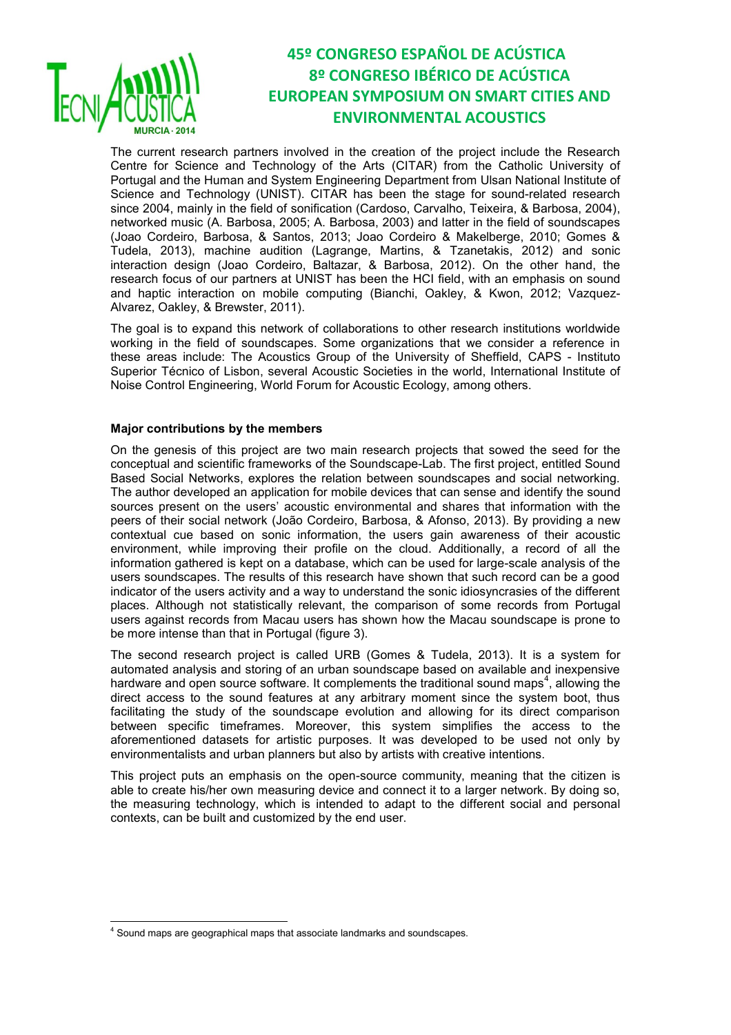The current research partners involved in the creation of the project include the Research Centre for Science and Technology of the Arts (CITAR) from the Catholic University of Portugal and the Human and System Engineering Department from Ulsan National Institute of Science and Technology (UNIST). CITAR has been the stage for sound-related research since 2004, mainly in the field of sonification (Cardoso, Carvalho, Teixeira, & Barbosa, 2004), networked music (A. Barbosa, 2005; A. Barbosa, 2003) and latter in the field of soundscapes (Joao Cordeiro, Barbosa, & Santos, 2013; Joao Cordeiro & Makelberge, 2010; Gomes & Tudela, 2013), machine audition (Lagrange, Martins, & Tzanetakis, 2012) and sonic interaction design (Joao Cordeiro, Baltazar, & Barbosa, 2012). On the other hand, the research focus of our partners at UNIST has been the HCI field, with an emphasis on sound and haptic interaction on mobile computing (Bianchi, Oakley, & Kwon, 2012; Vazquez-Alvarez, Oakley, & Brewster, 2011).

The goal is to expand this network of collaborations to other research institutions worldwide working in the field of soundscapes. Some organizations that we consider a reference in these areas include: The Acoustics Group of the University of Sheffield, CAPS - Instituto Superior Técnico of Lisbon, several Acoustic Societies in the world, International Institute of Noise Control Engineering, World Forum for Acoustic Ecology, among others.

**Major contributions by the members**

On the genesis of this project are two main research projects that sowed the seed for the conceptual and scientific frameworks of the Soundscape-Lab. The first project, entitled Sound Based Social Networks, explores the relation between soundscapes and social networking. The author developed an application for mobile devices that can sense and identify the sound sources present on the users' acoustic environmental and shares that information with the peers of their social network (João Cordeiro, Barbosa, & Afonso, 2013). By providing a new contextual cue based on sonic information, the users gain awareness of their acoustic environment, while improving their profile on the cloud. Additionally, a record of all the information gathered is kept on a database, which can be used for large-scale analysis of the users soundscapes. The results of this research have shown that such record can be a good indicator of the users activity and a way to understand the sonic idiosyncrasies of the different places. Although not statistically relevant, the comparison of some records from Portugal users against records from Macau users has shown how the Macau soundscape is prone to be more intense than that in Portugal (figure 3).

The second research project is called URB (Gomes & Tudela, 2013). It is a system for automated analysis and storing of an urban soundscape based on available and inexpensive hardware and open source software. It complements the traditional sound maps[4], allowing the direct access to the sound features at any arbitrary moment since the system boot, thus facilitating the study of the soundscape evolution and allowing for its direct comparison between specific timeframes. Moreover, this system simplifies the access to the aforementioned datasets for artistic purposes. It was developed to be used not only by environmentalists and urban planners but also by artists with creative intentions.

This project puts an emphasis on the open-source community, meaning that the citizen is able to create his/her own measuring device and connect it to a larger network. By doing so, the measuring technology, which is intended to adapt to the different social and personal contexts, can be built and customized by the end user.

[4] Sound maps are geographical maps that associate landmarks and soundscapes.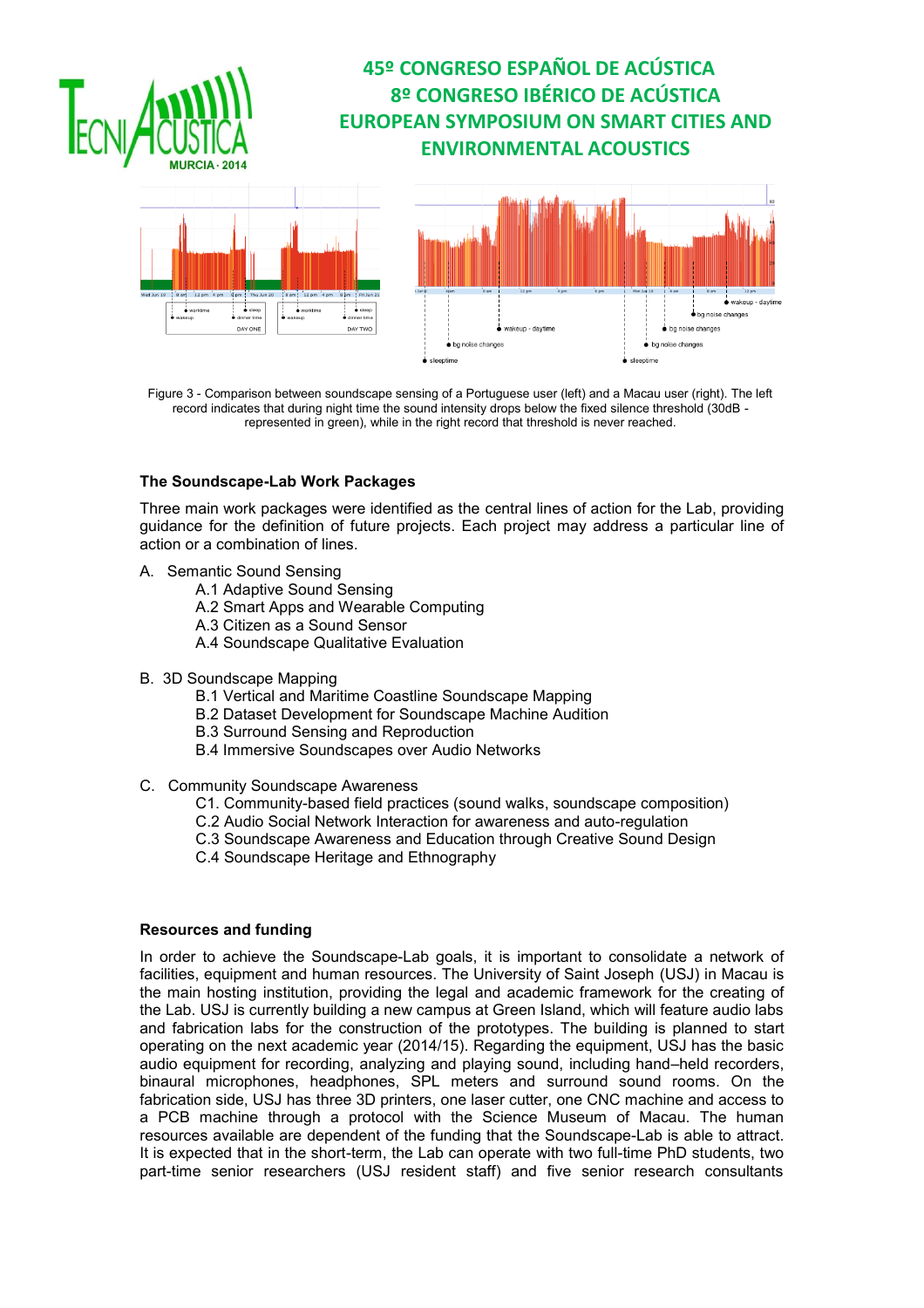Figure 3 - Comparison between soundscape sensing of a Portuguese user (left) and a Macau user (right). The left record indicates that during night time the sound intensity drops below the fixed silence threshold (30dB - represented in green), while in the right record that threshold is never reached.

### The Soundscape-Lab Work Packages

Three main work packages were identified as the central lines of action for the Lab, providing guidance for the definition of future projects. Each project may address a particular line of action or a combination of lines.

A. Semantic Sound Sensing
   - A.1 Adaptive Sound Sensing
   - A.2 Smart Apps and Wearable Computing
   - A.3 Citizen as a Sound Sensor
   - A.4 Soundscape Qualitative Evaluation

B. 3D Soundscape Mapping
   - B.1 Vertical and Maritime Coastline Soundscape Mapping
   - B.2 Dataset Development for Soundscape Machine Audition
   - B.3 Surround Sensing and Reproduction
   - B.4 Immersive Soundscapes over Audio Networks

C. Community Soundscape Awareness
   - C1. Community-based field practices (sound walks, soundscape composition)
   - C.2 Audio Social Network Interaction for awareness and auto-regulation
   - C.3 Soundscape Awareness and Education through Creative Sound Design
   - C.4 Soundscape Heritage and Ethnography

### Resources and funding

In order to achieve the Soundscape-Lab goals, it is important to consolidate a network of facilities, equipment and human resources. The University of Saint Joseph (USJ) in Macau is the main hosting institution, providing the legal and academic framework for the creating of the Lab. USJ is currently building a new campus at Green Island, which will feature audio labs and fabrication labs for the construction of the prototypes. The building is planned to start operating on the next academic year (2014/15). Regarding the equipment, USJ has the basic audio equipment for recording, analyzing and playing sound, including hand–held recorders, binaural microphones, headphones, SPL meters and surround sound rooms. On the fabrication side, USJ has three 3D printers, one laser cutter, one CNC machine and access to a PCB machine through a protocol with the Science Museum of Macau. The human resources available are dependent of the funding that the Soundscape-Lab is able to attract. It is expected that in the short-term, the Lab can operate with two full-time PhD students, two part-time senior researchers (USJ resident staff) and five senior research consultants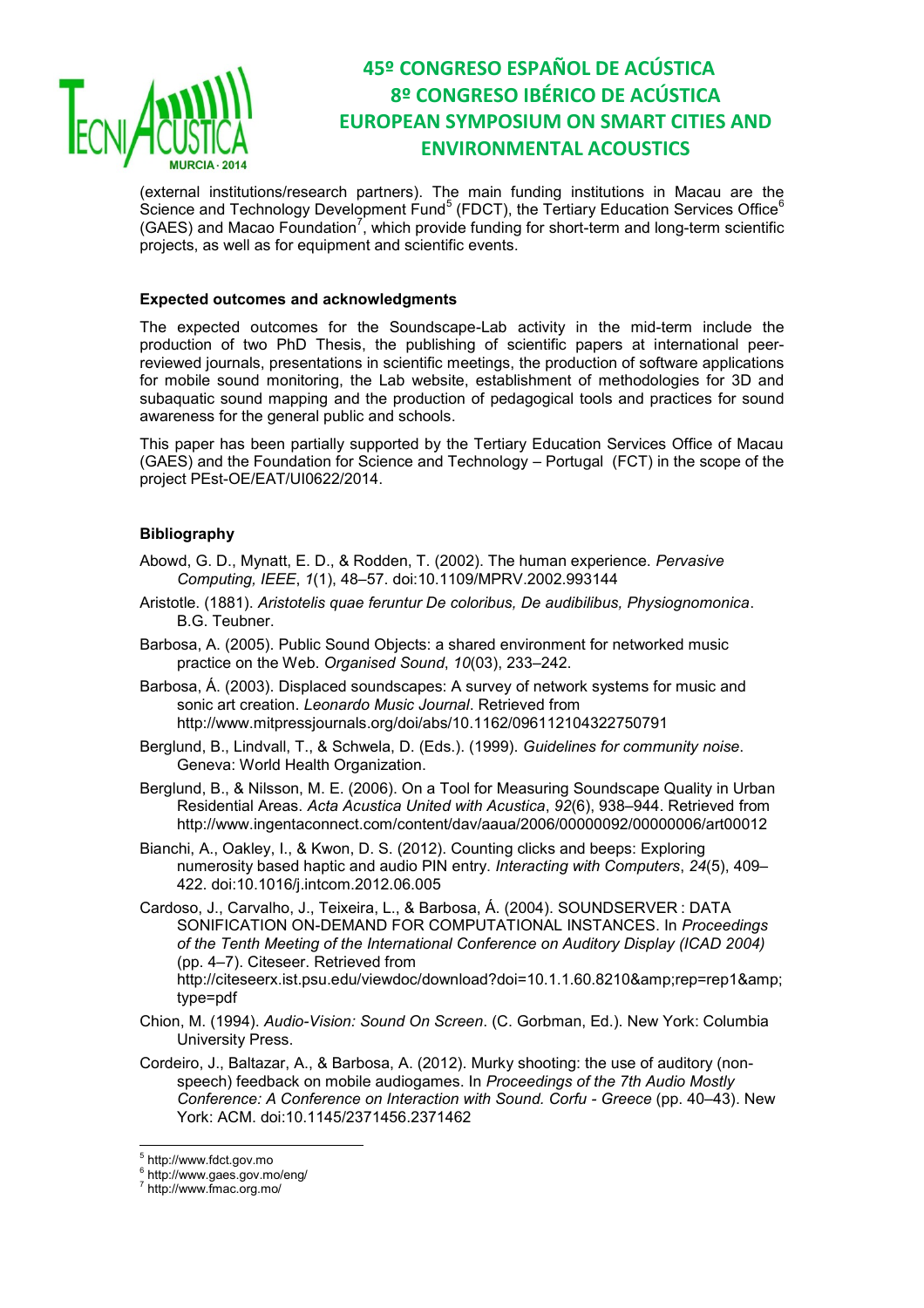(external institutions/research partners). The main funding institutions in Macau are the Science and Technology Development Fund[5] (FDCT), the Tertiary Education Services Office[6] (GAES) and Macao Foundation[7], which provide funding for short-term and long-term scientific projects, as well as for equipment and scientific events.

### Expected outcomes and acknowledgments

The expected outcomes for the Soundscape-Lab activity in the mid-term include the production of two PhD Thesis, the publishing of scientific papers at international peer-reviewed journals, presentations in scientific meetings, the production of software applications for mobile sound monitoring, the Lab website, establishment of methodologies for 3D and subaquatic sound mapping and the production of pedagogical tools and practices for sound awareness for the general public and schools.

This paper has been partially supported by the Tertiary Education Services Office of Macau (GAES) and the Foundation for Science and Technology – Portugal (FCT) in the scope of the project PEst-OE/EAT/UI0622/2014.

### Bibliography

Abowd, G. D., Mynatt, E. D., & Rodden, T. (2002). The human experience. *Pervasive Computing, IEEE*, *1*(1), 48–57. doi:10.1109/MPRV.2002.993144

Aristotle. (1881). *Aristotelis quae feruntur De coloribus, De audibilibus, Physiognomonica*. B.G. Teubner.

Barbosa, A. (2005). Public Sound Objects: a shared environment for networked music practice on the Web. *Organised Sound*, *10*(03), 233–242.

Barbosa, Á. (2003). Displaced soundscapes: A survey of network systems for music and sonic art creation. *Leonardo Music Journal*. Retrieved from http://www.mitpressjournals.org/doi/abs/10.1162/096112104322750791

Berglund, B., Lindvall, T., & Schwela, D. (Eds.). (1999). *Guidelines for community noise*. Geneva: World Health Organization.

Berglund, B., & Nilsson, M. E. (2006). On a Tool for Measuring Soundscape Quality in Urban Residential Areas. *Acta Acustica United with Acustica*, *92*(6), 938–944. Retrieved from http://www.ingentaconnect.com/content/dav/aaua/2006/00000092/00000006/art00012

Bianchi, A., Oakley, I., & Kwon, D. S. (2012). Counting clicks and beeps: Exploring numerosity based haptic and audio PIN entry. *Interacting with Computers*, *24*(5), 409–422. doi:10.1016/j.intcom.2012.06.005

Cardoso, J., Carvalho, J., Teixeira, L., & Barbosa, Á. (2004). SOUNDSERVER : DATA SONIFICATION ON-DEMAND FOR COMPUTATIONAL INSTANCES. In *Proceedings of the Tenth Meeting of the International Conference on Auditory Display (ICAD 2004)* (pp. 4–7). Citeseer. Retrieved from http://citeseerx.ist.psu.edu/viewdoc/download?doi=10.1.1.60.8210&amp;rep=rep1&amp;type=pdf

Chion, M. (1994). *Audio-Vision: Sound On Screen*. (C. Gorbman, Ed.). New York: Columbia University Press.

Cordeiro, J., Baltazar, A., & Barbosa, A. (2012). Murky shooting: the use of auditory (non-speech) feedback on mobile audiogames. In *Proceedings of the 7th Audio Mostly Conference: A Conference on Interaction with Sound. Corfu - Greece* (pp. 40–43). New York: ACM. doi:10.1145/2371456.2371462

---

[5] http://www.fdct.gov.mo

[6] http://www.gaes.gov.mo/eng/

[7] http://www.fmac.org.mo/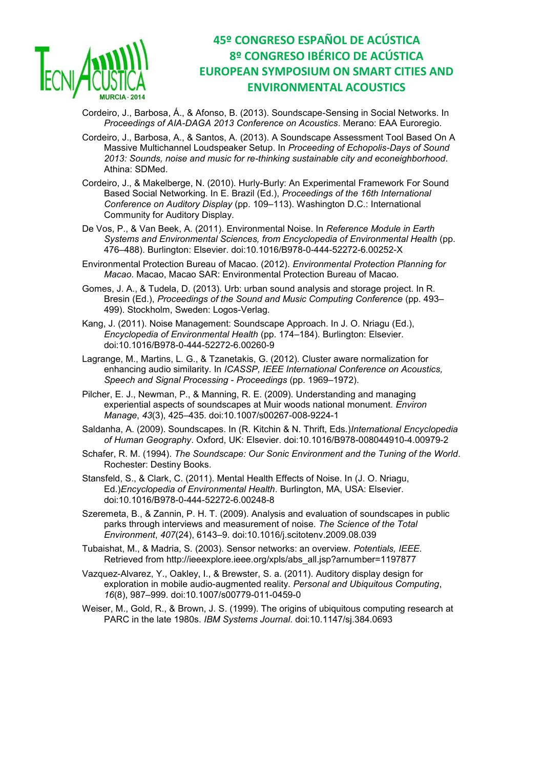Cordeiro, J., Barbosa, Á., & Afonso, B. (2013). Soundscape-Sensing in Social Networks. In *Proceedings of AIA-DAGA 2013 Conference on Acoustics*. Merano: EAA Euroregio.

Cordeiro, J., Barbosa, A., & Santos, A. (2013). A Soundscape Assessment Tool Based On A Massive Multichannel Loudspeaker Setup. In *Proceeding of Echopolis-Days of Sound 2013: Sounds, noise and music for re-thinking sustainable city and econeighborhood*. Athina: SDMed.

Cordeiro, J., & Makelberge, N. (2010). Hurly-Burly: An Experimental Framework For Sound Based Social Networking. In E. Brazil (Ed.), *Proceedings of the 16th International Conference on Auditory Display* (pp. 109–113). Washington D.C.: International Community for Auditory Display.

De Vos, P., & Van Beek, A. (2011). Environmental Noise. In *Reference Module in Earth Systems and Environmental Sciences, from Encyclopedia of Environmental Health* (pp. 476–488). Burlington: Elsevier. doi:10.1016/B978-0-444-52272-6.00252-X

Environmental Protection Bureau of Macao. (2012). *Environmental Protection Planning for Macao*. Macao, Macao SAR: Environmental Protection Bureau of Macao.

Gomes, J. A., & Tudela, D. (2013). Urb: urban sound analysis and storage project. In R. Bresin (Ed.), *Proceedings of the Sound and Music Computing Conference* (pp. 493–499). Stockholm, Sweden: Logos-Verlag.

Kang, J. (2011). Noise Management: Soundscape Approach. In J. O. Nriagu (Ed.), *Encyclopedia of Environmental Health* (pp. 174–184). Burlington: Elsevier. doi:10.1016/B978-0-444-52272-6.00260-9

Lagrange, M., Martins, L. G., & Tzanetakis, G. (2012). Cluster aware normalization for enhancing audio similarity. In *ICASSP, IEEE International Conference on Acoustics, Speech and Signal Processing - Proceedings* (pp. 1969–1972).

Pilcher, E. J., Newman, P., & Manning, R. E. (2009). Understanding and managing experiential aspects of soundscapes at Muir woods national monument. *Environ Manage*, *43*(3), 425–435. doi:10.1007/s00267-008-9224-1

Saldanha, A. (2009). Soundscapes. In (R. Kitchin & N. Thrift, Eds.)*International Encyclopedia of Human Geography*. Oxford, UK: Elsevier. doi:10.1016/B978-008044910-4.00979-2

Schafer, R. M. (1994). *The Soundscape: Our Sonic Environment and the Tuning of the World*. Rochester: Destiny Books.

Stansfeld, S., & Clark, C. (2011). Mental Health Effects of Noise. In (J. O. Nriagu, Ed.)*Encyclopedia of Environmental Health*. Burlington, MA, USA: Elsevier. doi:10.1016/B978-0-444-52272-6.00248-8

Szeremeta, B., & Zannin, P. H. T. (2009). Analysis and evaluation of soundscapes in public parks through interviews and measurement of noise. *The Science of the Total Environment*, *407*(24), 6143–9. doi:10.1016/j.scitotenv.2009.08.039

Tubaishat, M., & Madria, S. (2003). Sensor networks: an overview. *Potentials, IEEE*. Retrieved from http://ieeexplore.ieee.org/xpls/abs_all.jsp?arnumber=1197877

Vazquez-Alvarez, Y., Oakley, I., & Brewster, S. a. (2011). Auditory display design for exploration in mobile audio-augmented reality. *Personal and Ubiquitous Computing*, *16*(8), 987–999. doi:10.1007/s00779-011-0459-0

Weiser, M., Gold, R., & Brown, J. S. (1999). The origins of ubiquitous computing research at PARC in the late 1980s. *IBM Systems Journal*. doi:10.1147/sj.384.0693